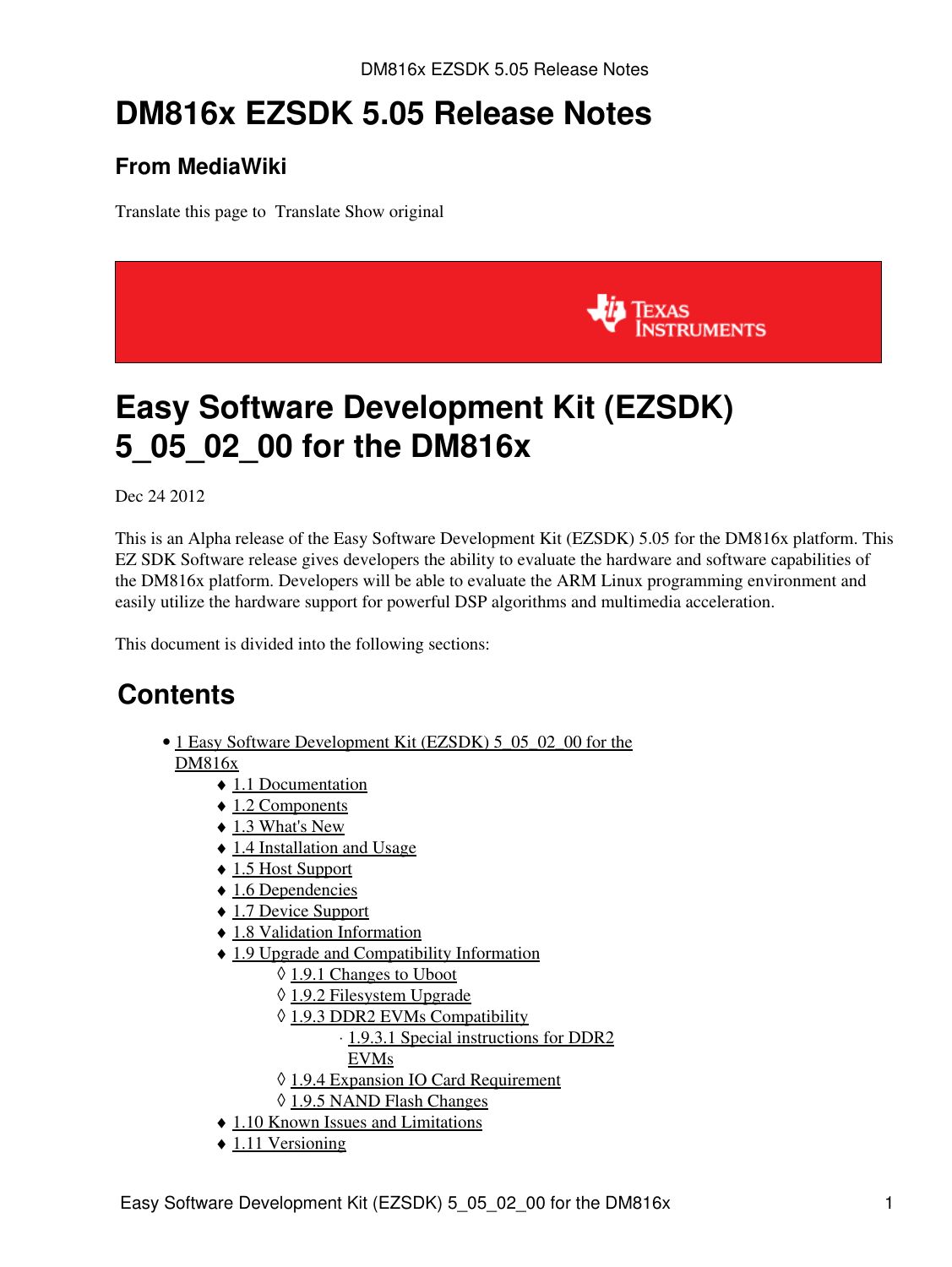# DM816x EZSDK 5.05 Release Notes

### From MediaWiki

Translate this page to Translate Show original

# Easy Software Development Kit (EZSDK) 5_05_02_00 for the DM816x

Dec 24 2012

This is an Alpha release of the Easy Software Development Kit (EZSDK) 5.05 for the DM816x platform. This EZ SDK Software release gives developers the ability to evaluate the hardware and software capabilities of the DM816x platform. Developers will be able to evaluate the ARM Linux programming environment and easily utilize the hardware support for powerful DSP algorithms and multimedia acceleration.

This document is divided into the following sections:

## Contents

- 1 Easy Software Development Kit (EZSDK) 5_05_02_00 for the DM816x
  - 1.1 Documentation
  - 1.2 Components
  - 1.3 What's New
  - 1.4 Installation and Usage
  - 1.5 Host Support
  - 1.6 Dependencies
  - 1.7 Device Support
  - 1.8 Validation Information
  - 1.9 Upgrade and Compatibility Information
    - 1.9.1 Changes to Uboot
    - 1.9.2 Filesystem Upgrade
    - 1.9.3 DDR2 EVMs Compatibility
      - 1.9.3.1 Special instructions for DDR2 EVMs
    - 1.9.4 Expansion IO Card Requirement
    - 1.9.5 NAND Flash Changes
  - 1.10 Known Issues and Limitations
  - 1.11 Versioning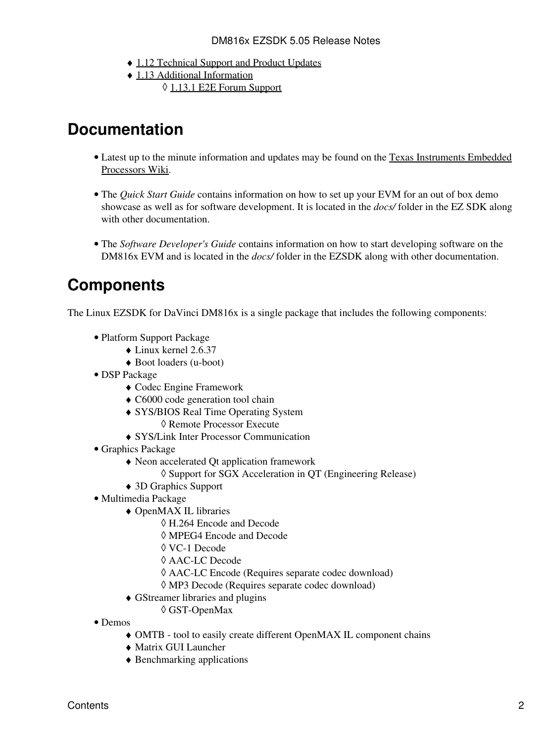- 1.12 Technical Support and Product Updates
- 1.13 Additional Information
    - 1.13.1 E2E Forum Support

# Documentation

- Latest up to the minute information and updates may be found on the Texas Instruments Embedded Processors Wiki.
- The *Quick Start Guide* contains information on how to set up your EVM for an out of box demo showcase as well as for software development. It is located in the *docs/* folder in the EZ SDK along with other documentation.
- The *Software Developer's Guide* contains information on how to start developing software on the DM816x EVM and is located in the *docs/* folder in the EZSDK along with other documentation.

# Components

The Linux EZSDK for DaVinci DM816x is a single package that includes the following components:

- Platform Support Package
    - Linux kernel 2.6.37
    - Boot loaders (u-boot)
- DSP Package
    - Codec Engine Framework
    - C6000 code generation tool chain
    - SYS/BIOS Real Time Operating System
        - Remote Processor Execute
    - SYS/Link Inter Processor Communication
- Graphics Package
    - Neon accelerated Qt application framework
        - Support for SGX Acceleration in QT (Engineering Release)
    - 3D Graphics Support
- Multimedia Package
    - OpenMAX IL libraries
        - H.264 Encode and Decode
        - MPEG4 Encode and Decode
        - VC-1 Decode
        - AAC-LC Decode
        - AAC-LC Encode (Requires separate codec download)
        - MP3 Decode (Requires separate codec download)
    - GStreamer libraries and plugins
        - GST-OpenMax
- Demos
    - OMTB - tool to easily create different OpenMAX IL component chains
    - Matrix GUI Launcher
    - Benchmarking applications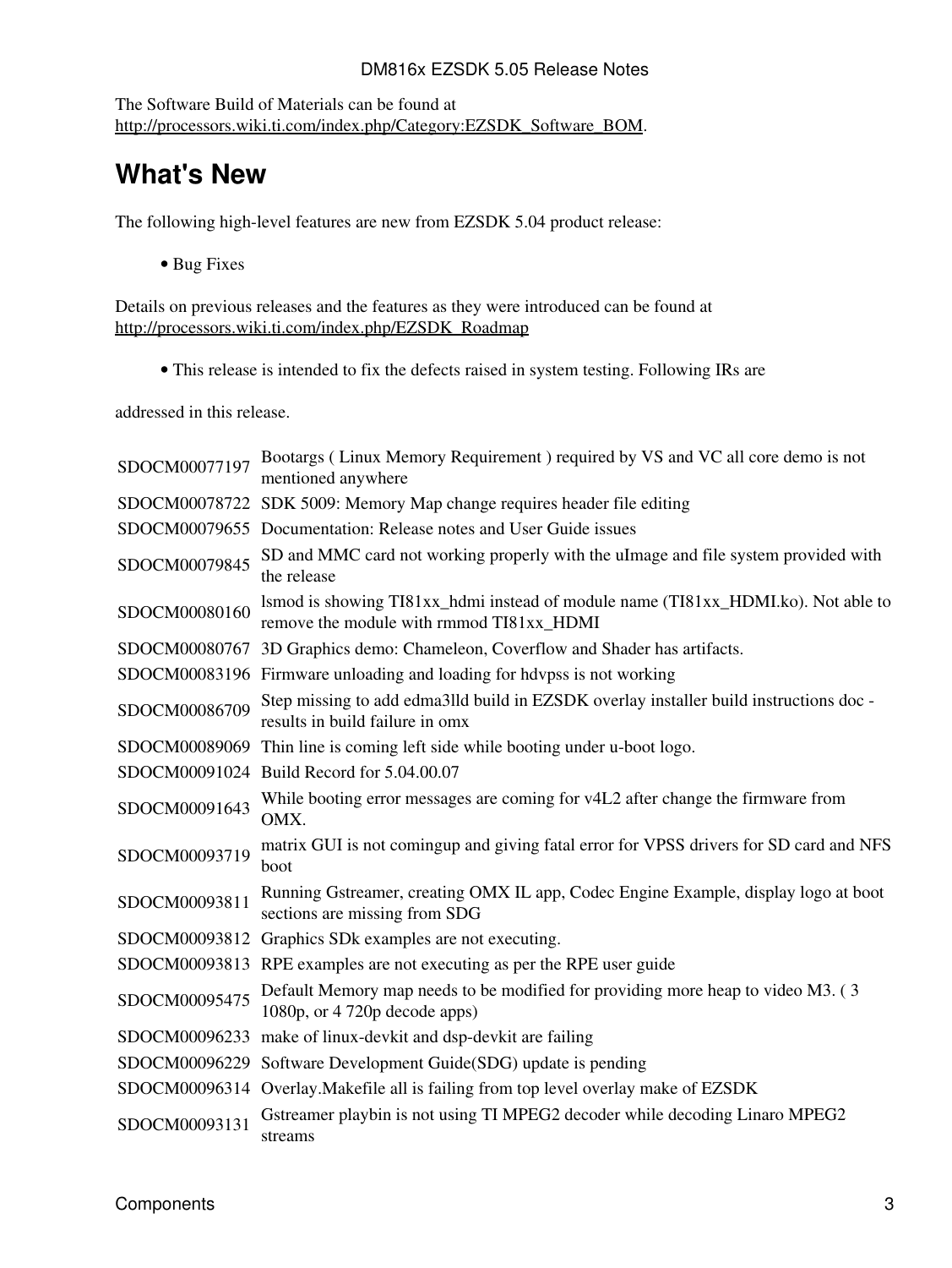The Software Build of Materials can be found at http://processors.wiki.ti.com/index.php/Category:EZSDK_Software_BOM.

## What's New

The following high-level features are new from EZSDK 5.04 product release:

- Bug Fixes

Details on previous releases and the features as they were introduced can be found at http://processors.wiki.ti.com/index.php/EZSDK_Roadmap

- This release is intended to fix the defects raised in system testing. Following IRs are

addressed in this release.

| | |
|---|---|
| SDOCM00077197 | Bootargs ( Linux Memory Requirement ) required by VS and VC all core demo is not mentioned anywhere |
| SDOCM00078722 | SDK 5009: Memory Map change requires header file editing |
| SDOCM00079655 | Documentation: Release notes and User Guide issues |
| SDOCM00079845 | SD and MMC card not working properly with the uImage and file system provided with the release |
| SDOCM00080160 | lsmod is showing TI81xx_hdmi instead of module name (TI81xx_HDMI.ko). Not able to remove the module with rmmod TI81xx_HDMI |
| SDOCM00080767 | 3D Graphics demo: Chameleon, Coverflow and Shader has artifacts. |
| SDOCM00083196 | Firmware unloading and loading for hdvpss is not working |
| SDOCM00086709 | Step missing to add edma3lld build in EZSDK overlay installer build instructions doc - results in build failure in omx |
| SDOCM00089069 | Thin line is coming left side while booting under u-boot logo. |
| SDOCM00091024 | Build Record for 5.04.00.07 |
| SDOCM00091643 | While booting error messages are coming for v4L2 after change the firmware from OMX. |
| SDOCM00093719 | matrix GUI is not comingup and giving fatal error for VPSS drivers for SD card and NFS boot |
| SDOCM00093811 | Running Gstreamer, creating OMX IL app, Codec Engine Example, display logo at boot sections are missing from SDG |
| SDOCM00093812 | Graphics SDk examples are not executing. |
| SDOCM00093813 | RPE examples are not executing as per the RPE user guide |
| SDOCM00095475 | Default Memory map needs to be modified for providing more heap to video M3. ( 3 1080p, or 4 720p decode apps) |
| SDOCM00096233 | make of linux-devkit and dsp-devkit are failing |
| SDOCM00096229 | Software Development Guide(SDG) update is pending |
| SDOCM00096314 | Overlay.Makefile all is failing from top level overlay make of EZSDK |
| SDOCM00093131 | Gstreamer playbin is not using TI MPEG2 decoder while decoding Linaro MPEG2 streams |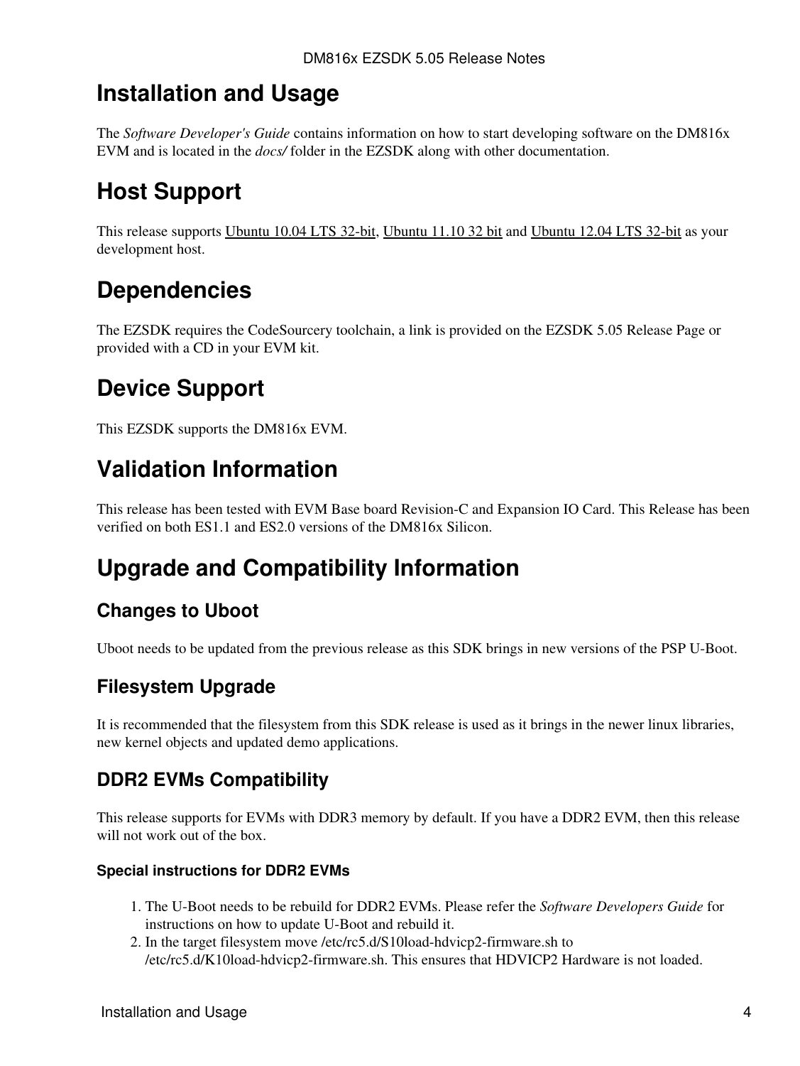# Installation and Usage

The *Software Developer's Guide* contains information on how to start developing software on the DM816x EVM and is located in the *docs/* folder in the EZSDK along with other documentation.

# Host Support

This release supports Ubuntu 10.04 LTS 32-bit, Ubuntu 11.10 32 bit and Ubuntu 12.04 LTS 32-bit as your development host.

# Dependencies

The EZSDK requires the CodeSourcery toolchain, a link is provided on the EZSDK 5.05 Release Page or provided with a CD in your EVM kit.

# Device Support

This EZSDK supports the DM816x EVM.

# Validation Information

This release has been tested with EVM Base board Revision-C and Expansion IO Card. This Release has been verified on both ES1.1 and ES2.0 versions of the DM816x Silicon.

# Upgrade and Compatibility Information

## Changes to Uboot

Uboot needs to be updated from the previous release as this SDK brings in new versions of the PSP U-Boot.

## Filesystem Upgrade

It is recommended that the filesystem from this SDK release is used as it brings in the newer linux libraries, new kernel objects and updated demo applications.

## DDR2 EVMs Compatibility

This release supports for EVMs with DDR3 memory by default. If you have a DDR2 EVM, then this release will not work out of the box.

### Special instructions for DDR2 EVMs

1. The U-Boot needs to be rebuild for DDR2 EVMs. Please refer the *Software Developers Guide* for instructions on how to update U-Boot and rebuild it.
2. In the target filesystem move /etc/rc5.d/S10load-hdvicp2-firmware.sh to /etc/rc5.d/K10load-hdvicp2-firmware.sh. This ensures that HDVICP2 Hardware is not loaded.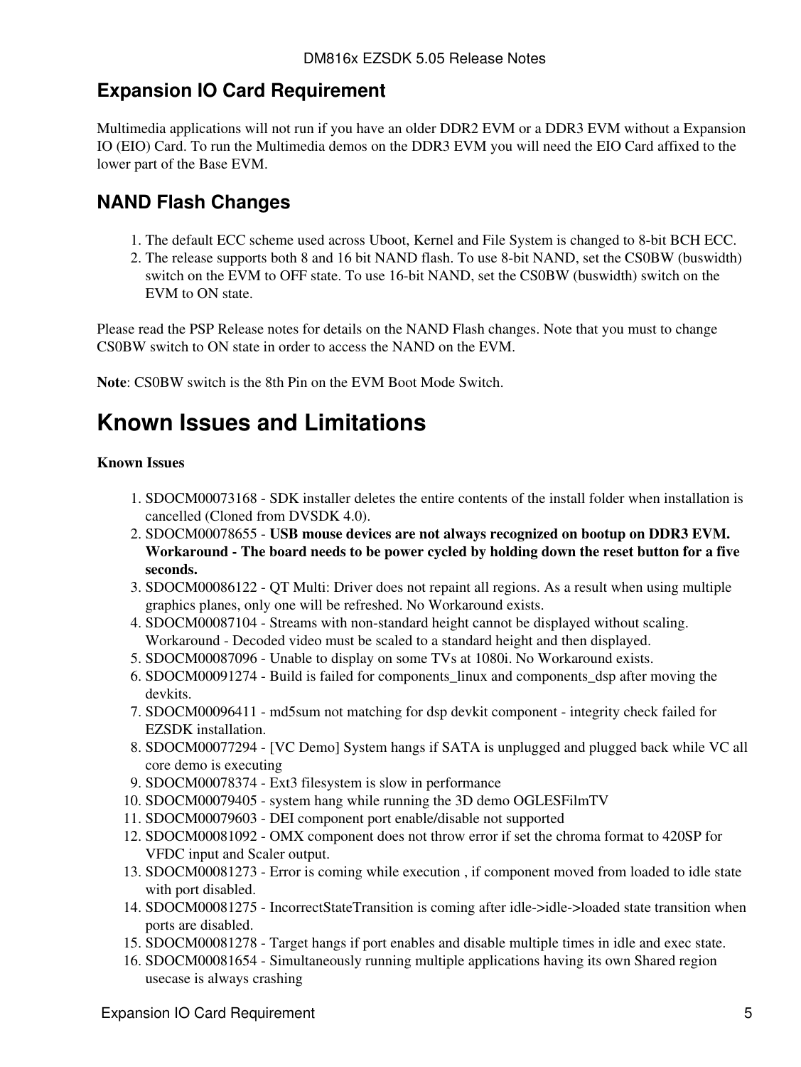## Expansion IO Card Requirement

Multimedia applications will not run if you have an older DDR2 EVM or a DDR3 EVM without a Expansion IO (EIO) Card. To run the Multimedia demos on the DDR3 EVM you will need the EIO Card affixed to the lower part of the Base EVM.

## NAND Flash Changes

1. The default ECC scheme used across Uboot, Kernel and File System is changed to 8-bit BCH ECC.
2. The release supports both 8 and 16 bit NAND flash. To use 8-bit NAND, set the CS0BW (buswidth) switch on the EVM to OFF state. To use 16-bit NAND, set the CS0BW (buswidth) switch on the EVM to ON state.

Please read the PSP Release notes for details on the NAND Flash changes. Note that you must to change CS0BW switch to ON state in order to access the NAND on the EVM.

**Note**: CS0BW switch is the 8th Pin on the EVM Boot Mode Switch.

# Known Issues and Limitations

**Known Issues**

1. SDOCM00073168 - SDK installer deletes the entire contents of the install folder when installation is cancelled (Cloned from DVSDK 4.0).
2. SDOCM00078655 - **USB mouse devices are not always recognized on bootup on DDR3 EVM. Workaround - The board needs to be power cycled by holding down the reset button for a five seconds.**
3. SDOCM00086122 - QT Multi: Driver does not repaint all regions. As a result when using multiple graphics planes, only one will be refreshed. No Workaround exists.
4. SDOCM00087104 - Streams with non-standard height cannot be displayed without scaling. Workaround - Decoded video must be scaled to a standard height and then displayed.
5. SDOCM00087096 - Unable to display on some TVs at 1080i. No Workaround exists.
6. SDOCM00091274 - Build is failed for components_linux and components_dsp after moving the devkits.
7. SDOCM00096411 - md5sum not matching for dsp devkit component - integrity check failed for EZSDK installation.
8. SDOCM00077294 - [VC Demo] System hangs if SATA is unplugged and plugged back while VC all core demo is executing
9. SDOCM00078374 - Ext3 filesystem is slow in performance
10. SDOCM00079405 - system hang while running the 3D demo OGLESFilmTV
11. SDOCM00079603 - DEI component port enable/disable not supported
12. SDOCM00081092 - OMX component does not throw error if set the chroma format to 420SP for VFDC input and Scaler output.
13. SDOCM00081273 - Error is coming while execution , if component moved from loaded to idle state with port disabled.
14. SDOCM00081275 - IncorrectStateTransition is coming after idle->idle->loaded state transition when ports are disabled.
15. SDOCM00081278 - Target hangs if port enables and disable multiple times in idle and exec state.
16. SDOCM00081654 - Simultaneously running multiple applications having its own Shared region usecase is always crashing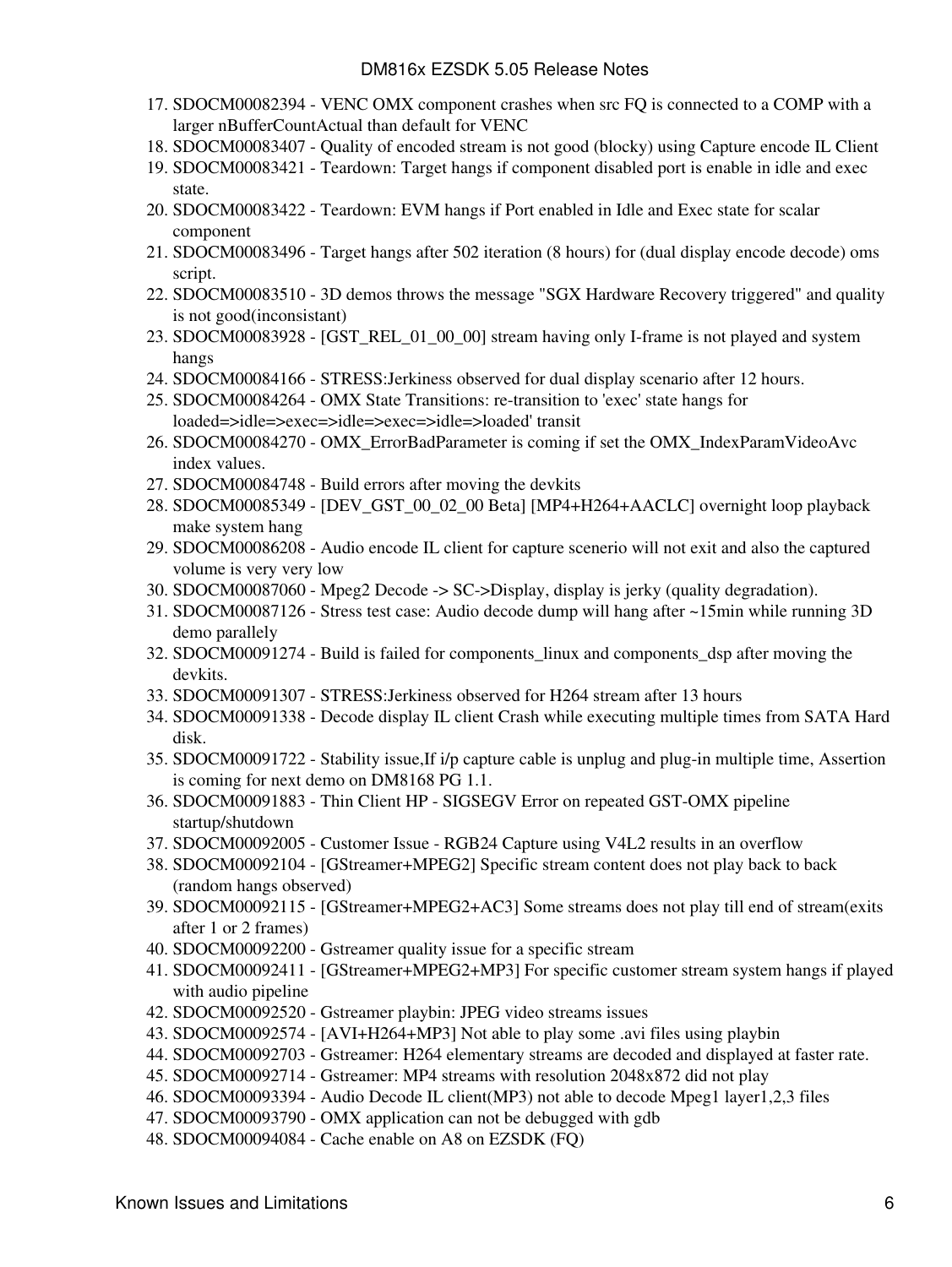17. SDOCM00082394 - VENC OMX component crashes when src FQ is connected to a COMP with a larger nBufferCountActual than default for VENC
18. SDOCM00083407 - Quality of encoded stream is not good (blocky) using Capture encode IL Client
19. SDOCM00083421 - Teardown: Target hangs if component disabled port is enable in idle and exec state.
20. SDOCM00083422 - Teardown: EVM hangs if Port enabled in Idle and Exec state for scalar component
21. SDOCM00083496 - Target hangs after 502 iteration (8 hours) for (dual display encode decode) oms script.
22. SDOCM00083510 - 3D demos throws the message "SGX Hardware Recovery triggered" and quality is not good(inconsistant)
23. SDOCM00083928 - [GST_REL_01_00_00] stream having only I-frame is not played and system hangs
24. SDOCM00084166 - STRESS:Jerkiness observed for dual display scenario after 12 hours.
25. SDOCM00084264 - OMX State Transitions: re-transition to 'exec' state hangs for loaded=>idle=>exec=>idle=>exec=>idle=>loaded' transit
26. SDOCM00084270 - OMX_ErrorBadParameter is coming if set the OMX_IndexParamVideoAvc index values.
27. SDOCM00084748 - Build errors after moving the devkits
28. SDOCM00085349 - [DEV_GST_00_02_00 Beta] [MP4+H264+AACLC] overnight loop playback make system hang
29. SDOCM00086208 - Audio encode IL client for capture scenerio will not exit and also the captured volume is very very low
30. SDOCM00087060 - Mpeg2 Decode -> SC->Display, display is jerky (quality degradation).
31. SDOCM00087126 - Stress test case: Audio decode dump will hang after ~15min while running 3D demo parallely
32. SDOCM00091274 - Build is failed for components_linux and components_dsp after moving the devkits.
33. SDOCM00091307 - STRESS:Jerkiness observed for H264 stream after 13 hours
34. SDOCM00091338 - Decode display IL client Crash while executing multiple times from SATA Hard disk.
35. SDOCM00091722 - Stability issue,If i/p capture cable is unplug and plug-in multiple time, Assertion is coming for next demo on DM8168 PG 1.1.
36. SDOCM00091883 - Thin Client HP - SIGSEGV Error on repeated GST-OMX pipeline startup/shutdown
37. SDOCM00092005 - Customer Issue - RGB24 Capture using V4L2 results in an overflow
38. SDOCM00092104 - [GStreamer+MPEG2] Specific stream content does not play back to back (random hangs observed)
39. SDOCM00092115 - [GStreamer+MPEG2+AC3] Some streams does not play till end of stream(exits after 1 or 2 frames)
40. SDOCM00092200 - Gstreamer quality issue for a specific stream
41. SDOCM00092411 - [GStreamer+MPEG2+MP3] For specific customer stream system hangs if played with audio pipeline
42. SDOCM00092520 - Gstreamer playbin: JPEG video streams issues
43. SDOCM00092574 - [AVI+H264+MP3] Not able to play some .avi files using playbin
44. SDOCM00092703 - Gstreamer: H264 elementary streams are decoded and displayed at faster rate.
45. SDOCM00092714 - Gstreamer: MP4 streams with resolution 2048x872 did not play
46. SDOCM00093394 - Audio Decode IL client(MP3) not able to decode Mpeg1 layer1,2,3 files
47. SDOCM00093790 - OMX application can not be debugged with gdb
48. SDOCM00094084 - Cache enable on A8 on EZSDK (FQ)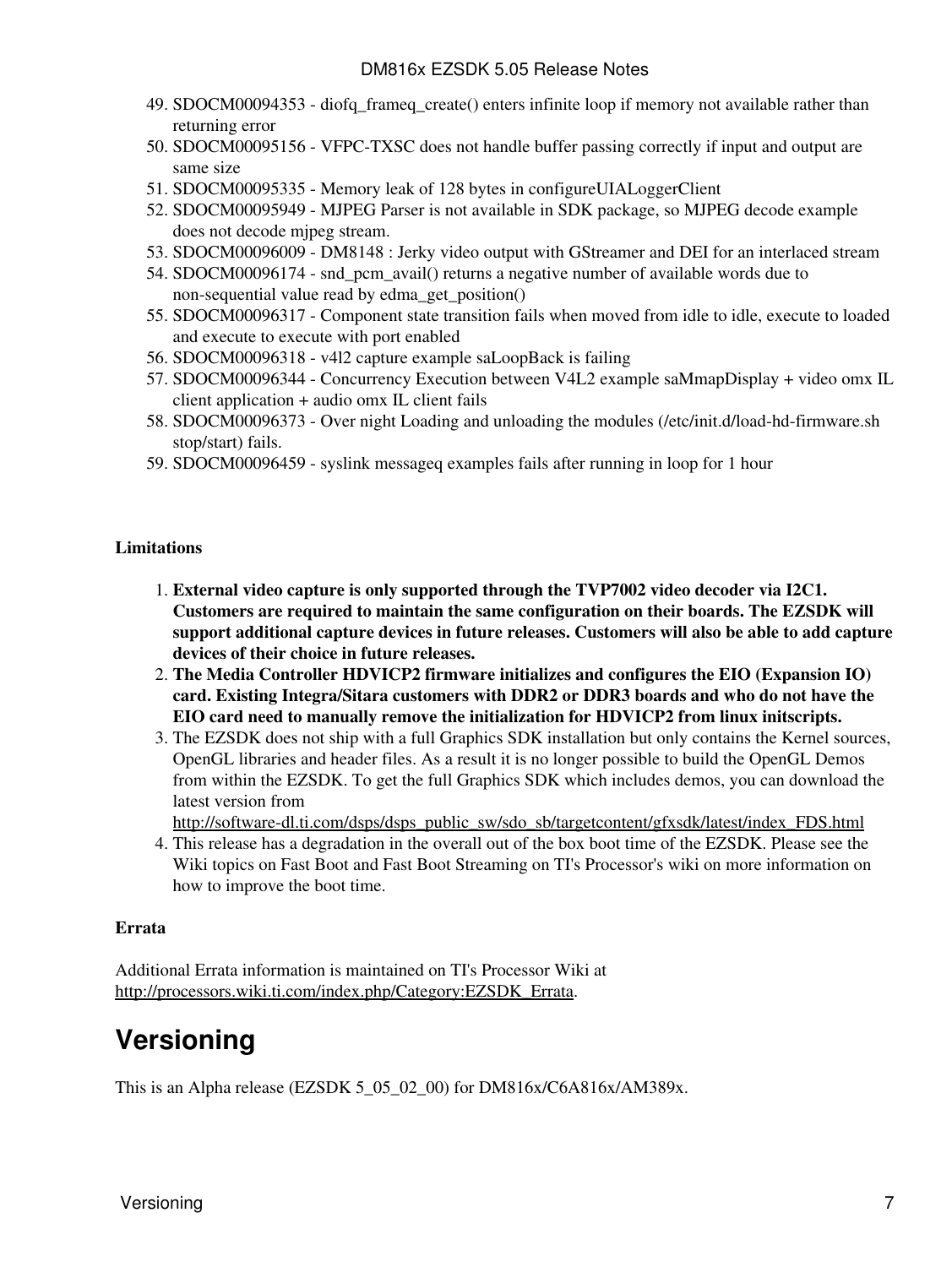49. SDOCM00094353 - diofq_frameq_create() enters infinite loop if memory not available rather than returning error
50. SDOCM00095156 - VFPC-TXSC does not handle buffer passing correctly if input and output are same size
51. SDOCM00095335 - Memory leak of 128 bytes in configureUIALoggerClient
52. SDOCM00095949 - MJPEG Parser is not available in SDK package, so MJPEG decode example does not decode mjpeg stream.
53. SDOCM00096009 - DM8148 : Jerky video output with GStreamer and DEI for an interlaced stream
54. SDOCM00096174 - snd_pcm_avail() returns a negative number of available words due to non-sequential value read by edma_get_position()
55. SDOCM00096317 - Component state transition fails when moved from idle to idle, execute to loaded and execute to execute with port enabled
56. SDOCM00096318 - v4l2 capture example saLoopBack is failing
57. SDOCM00096344 - Concurrency Execution between V4L2 example saMmapDisplay + video omx IL client application + audio omx IL client fails
58. SDOCM00096373 - Over night Loading and unloading the modules (/etc/init.d/load-hd-firmware.sh stop/start) fails.
59. SDOCM00096459 - syslink messageq examples fails after running in loop for 1 hour

**Limitations**

1. **External video capture is only supported through the TVP7002 video decoder via I2C1. Customers are required to maintain the same configuration on their boards. The EZSDK will support additional capture devices in future releases. Customers will also be able to add capture devices of their choice in future releases.**
2. **The Media Controller HDVICP2 firmware initializes and configures the EIO (Expansion IO) card. Existing Integra/Sitara customers with DDR2 or DDR3 boards and who do not have the EIO card need to manually remove the initialization for HDVICP2 from linux initscripts.**
3. The EZSDK does not ship with a full Graphics SDK installation but only contains the Kernel sources, OpenGL libraries and header files. As a result it is no longer possible to build the OpenGL Demos from within the EZSDK. To get the full Graphics SDK which includes demos, you can download the latest version from http://software-dl.ti.com/dsps/dsps_public_sw/sdo_sb/targetcontent/gfxsdk/latest/index_FDS.html
4. This release has a degradation in the overall out of the box boot time of the EZSDK. Please see the Wiki topics on Fast Boot and Fast Boot Streaming on TI's Processor's wiki on more information on how to improve the boot time.

**Errata**

Additional Errata information is maintained on TI's Processor Wiki at http://processors.wiki.ti.com/index.php/Category:EZSDK_Errata.

# Versioning

This is an Alpha release (EZSDK 5_05_02_00) for DM816x/C6A816x/AM389x.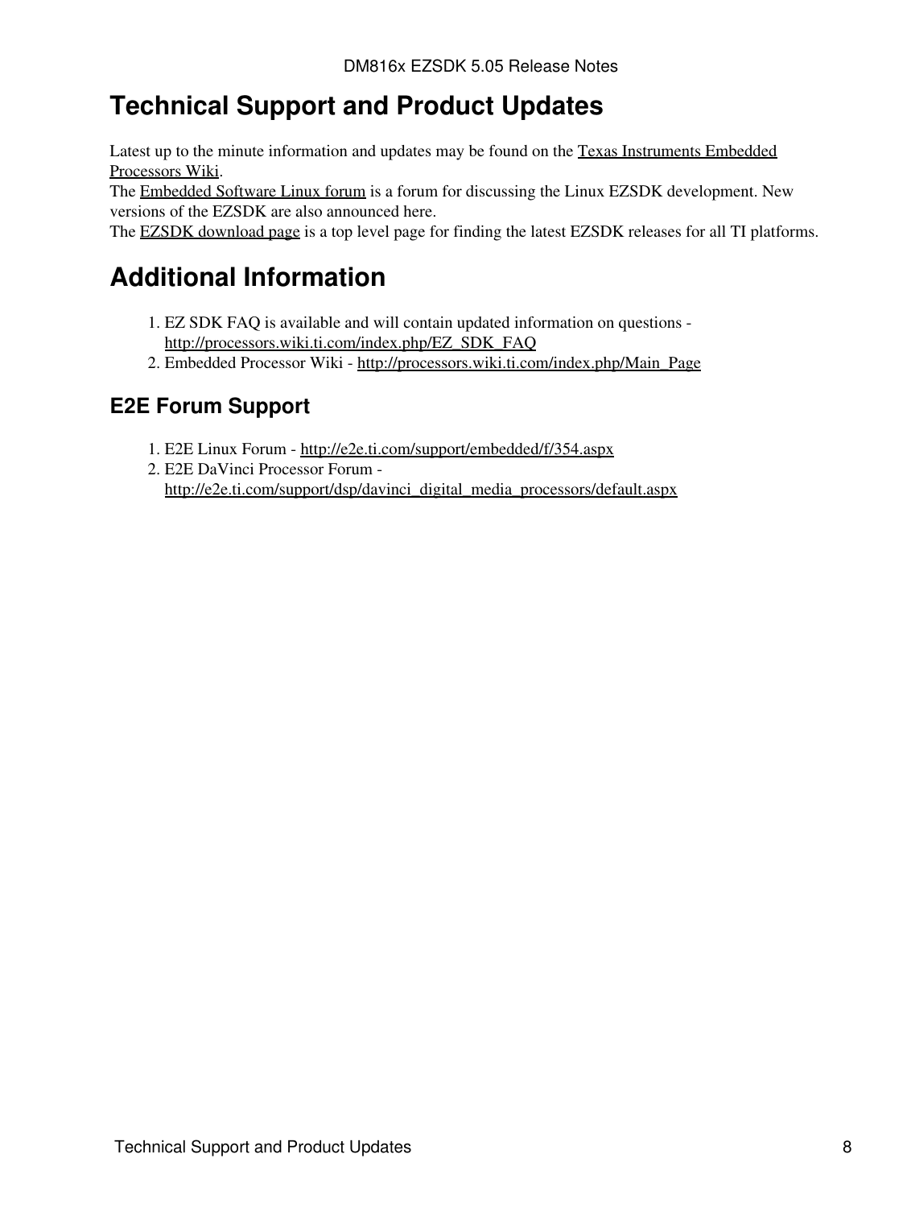# Technical Support and Product Updates

Latest up to the minute information and updates may be found on the Texas Instruments Embedded Processors Wiki.
The Embedded Software Linux forum is a forum for discussing the Linux EZSDK development. New versions of the EZSDK are also announced here.
The EZSDK download page is a top level page for finding the latest EZSDK releases for all TI platforms.

# Additional Information

1. EZ SDK FAQ is available and will contain updated information on questions - http://processors.wiki.ti.com/index.php/EZ_SDK_FAQ
2. Embedded Processor Wiki - http://processors.wiki.ti.com/index.php/Main_Page

## E2E Forum Support

1. E2E Linux Forum - http://e2e.ti.com/support/embedded/f/354.aspx
2. E2E DaVinci Processor Forum - http://e2e.ti.com/support/dsp/davinci_digital_media_processors/default.aspx